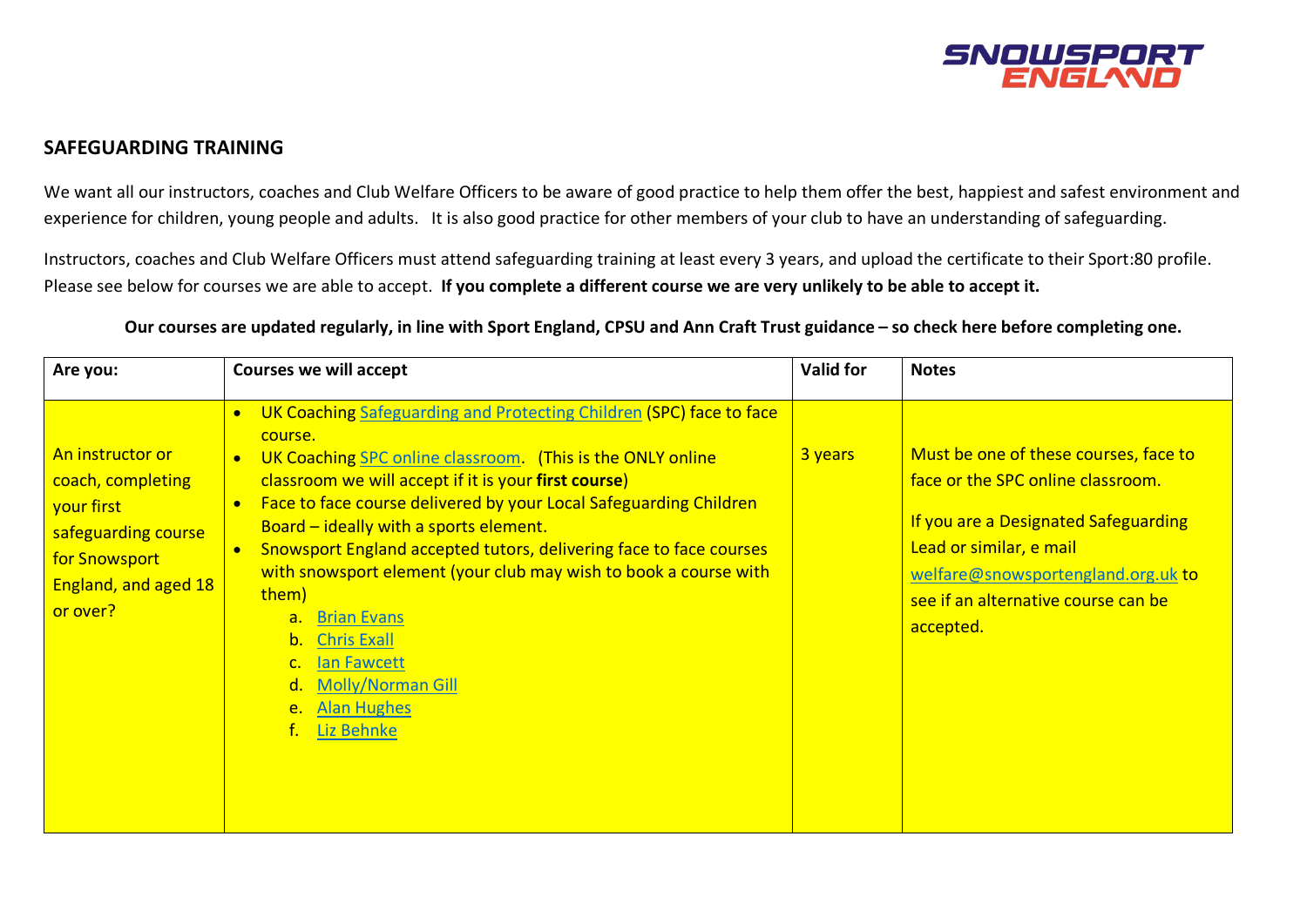## SAFEGUARDING TRAINING

We want all our instructors, coaches and Club Welfare Officers to be aware of good practice to help them offer the best, happiest and safest environment and experience for children, young people and adults. It is also good practice for other members of your club to have an understanding of safeguarding.

Instructors, coaches and Club Welfare Officers must attend safeguarding training at least every 3 years, and upload the certificate to their Sport:80 profile. Please see below for courses we are able to accept. **If you complete a different course we are very unlikely to be able to accept it.**

**Our courses are updated regularly, in line with Sport England, CPSU and Ann Craft Trust guidance – so check here before completing one.**

| Are you: | Courses we will accept | Valid for | Notes |
|---|---|---|---|
| An instructor or coach, completing your first safeguarding course for Snowsport England, and aged 18 or over? | • UK Coaching Safeguarding and Protecting Children (SPC) face to face course.<br>• UK Coaching SPC online classroom. (This is the ONLY online classroom we will accept if it is your **first course**)<br>• Face to face course delivered by your Local Safeguarding Children Board – ideally with a sports element.<br>• Snowsport England accepted tutors, delivering face to face courses with snowsport element (your club may wish to book a course with them)<br>a. Brian Evans<br>b. Chris Exall<br>c. Ian Fawcett<br>d. Molly/Norman Gill<br>e. Alan Hughes<br>f. Liz Behnke | 3 years | Must be one of these courses, face to face or the SPC online classroom.<br><br>If you are a Designated Safeguarding Lead or similar, e mail welfare@snowsportengland.org.uk to see if an alternative course can be accepted. |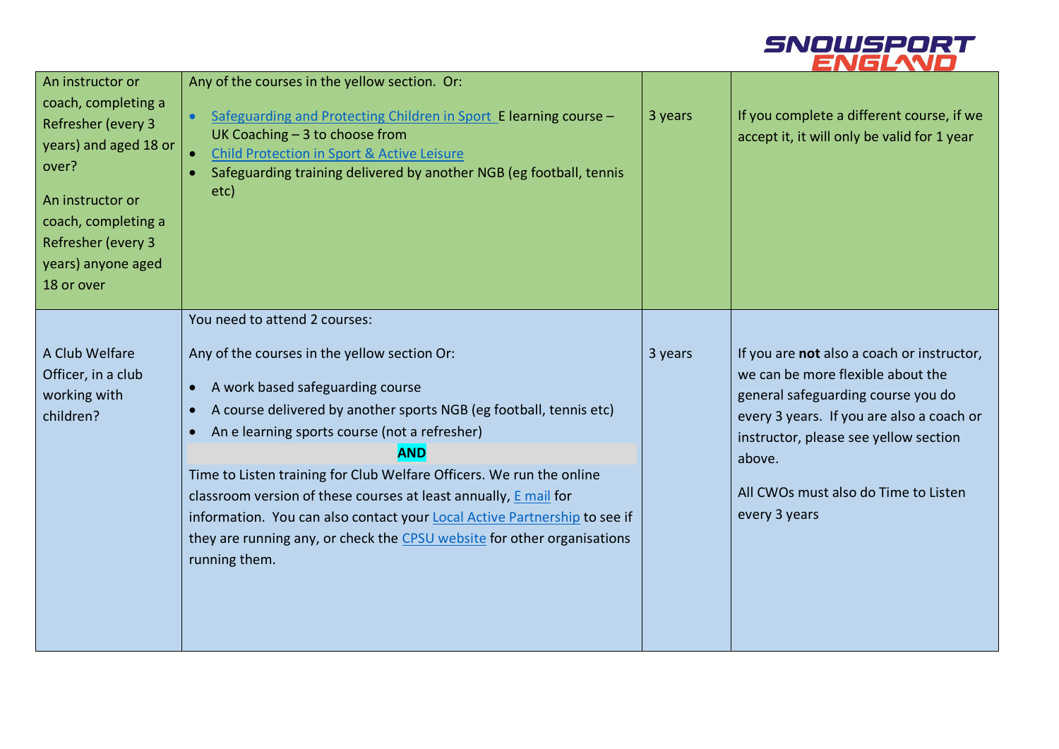| An instructor or coach, completing a Refresher (every 3 years) and aged 18 or over?<br><br>An instructor or coach, completing a Refresher (every 3 years) anyone aged 18 or over | Any of the courses in the yellow section. Or:<br><br>• Safeguarding and Protecting Children in Sport E learning course – UK Coaching – 3 to choose from<br>• Child Protection in Sport & Active Leisure<br>• Safeguarding training delivered by another NGB (eg football, tennis etc) | 3 years | If you complete a different course, if we accept it, it will only be valid for 1 year |
|---|---|---|---|
| A Club Welfare Officer, in a club working with children? | You need to attend 2 courses:<br><br>Any of the courses in the yellow section Or:<br><br>• A work based safeguarding course<br>• A course delivered by another sports NGB (eg football, tennis etc)<br>• An e learning sports course (not a refresher)<br><br>**AND**<br><br>Time to Listen training for Club Welfare Officers. We run the online classroom version of these courses at least annually, E mail for information. You can also contact your Local Active Partnership to see if they are running any, or check the CPSU website for other organisations running them. | 3 years | If you are **not** also a coach or instructor, we can be more flexible about the general safeguarding course you do every 3 years. If you are also a coach or instructor, please see yellow section above.<br><br>All CWOs must also do Time to Listen every 3 years |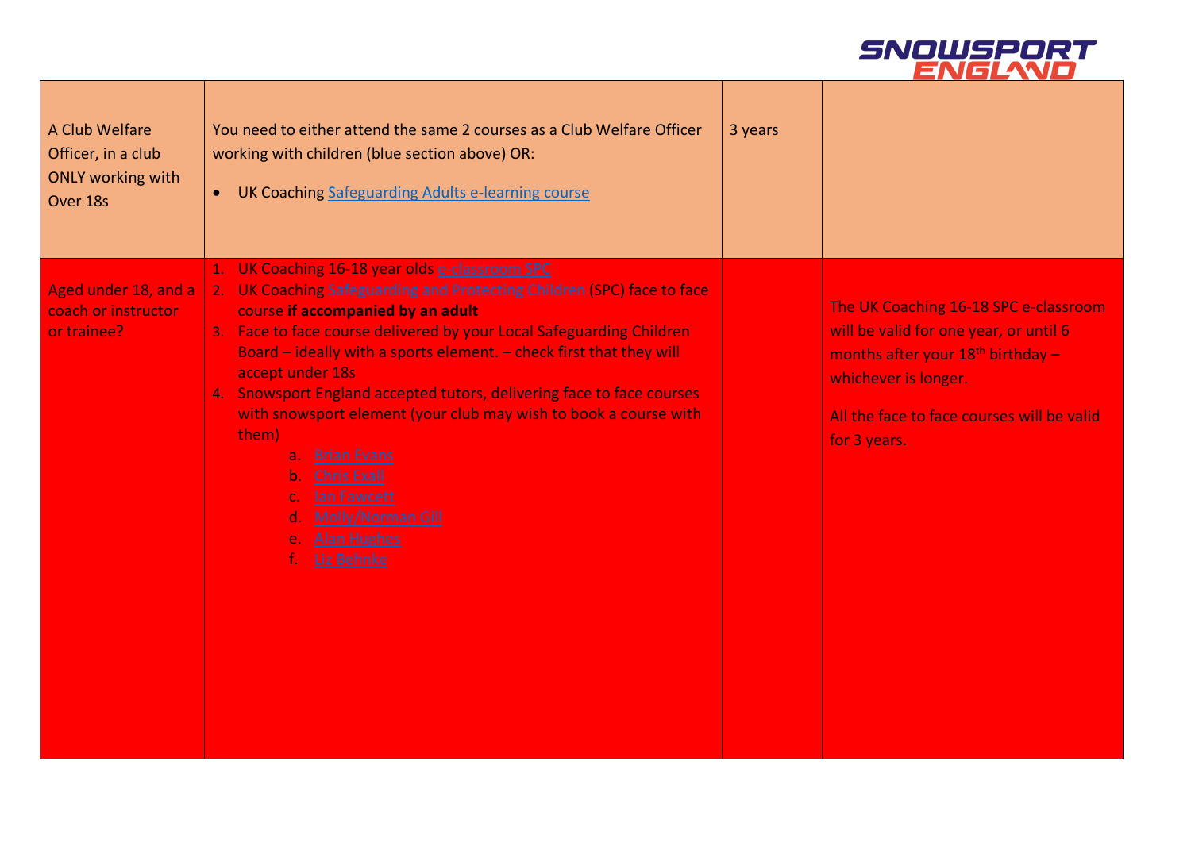| | | | |
|---|---|---|---|
| A Club Welfare Officer, in a club ONLY working with Over 18s | You need to either attend the same 2 courses as a Club Welfare Officer working with children (blue section above) OR:<br>• UK Coaching Safeguarding Adults e-learning course | 3 years | |
| Aged under 18, and a coach or instructor or trainee? | 1. UK Coaching 16-18 year olds e-classroom SPC<br>2. UK Coaching Safeguarding and Protecting Children (SPC) face to face course **if accompanied by an adult**<br>3. Face to face course delivered by your Local Safeguarding Children Board – ideally with a sports element. – check first that they will accept under 18s<br>4. Snowsport England accepted tutors, delivering face to face courses with snowsport element (your club may wish to book a course with them)<br>a. Brian Evans<br>b. Chris Exall<br>c. Ian Fawcett<br>d. Molly/Norman Gill<br>e. Alan Hughes<br>f. Liz Behnke | | The UK Coaching 16-18 SPC e-classroom will be valid for one year, or until 6 months after your 18th birthday – whichever is longer.<br><br>All the face to face courses will be valid for 3 years. |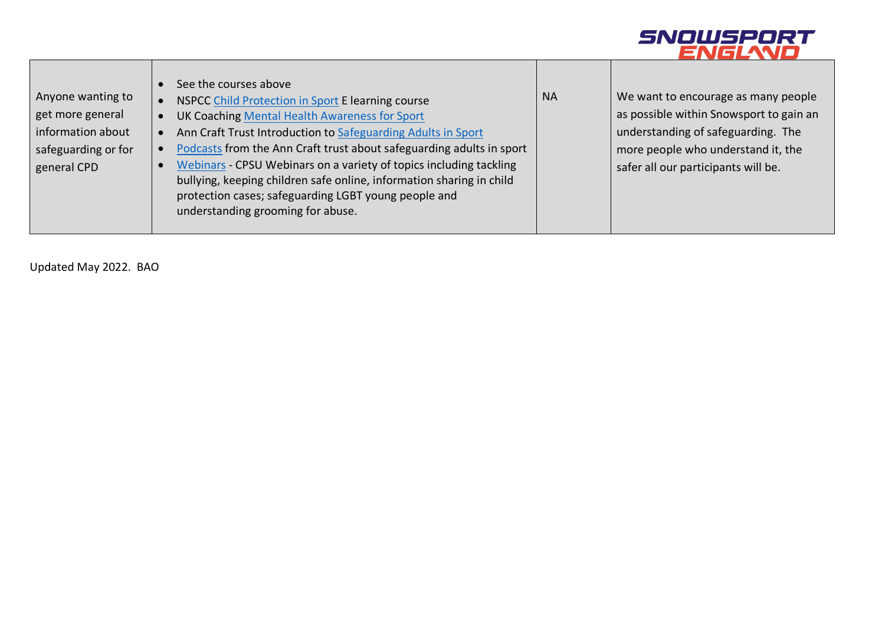| | | | |
|---|---|---|---|
| Anyone wanting to get more general information about safeguarding or for general CPD | • See the courses above<br>• NSPCC Child Protection in Sport E learning course<br>• UK Coaching Mental Health Awareness for Sport<br>• Ann Craft Trust Introduction to Safeguarding Adults in Sport<br>• Podcasts from the Ann Craft trust about safeguarding adults in sport<br>• Webinars - CPSU Webinars on a variety of topics including tackling bullying, keeping children safe online, information sharing in child protection cases; safeguarding LGBT young people and understanding grooming for abuse. | NA | We want to encourage as many people as possible within Snowsport to gain an understanding of safeguarding. The more people who understand it, the safer all our participants will be. |

Updated May 2022. BAO